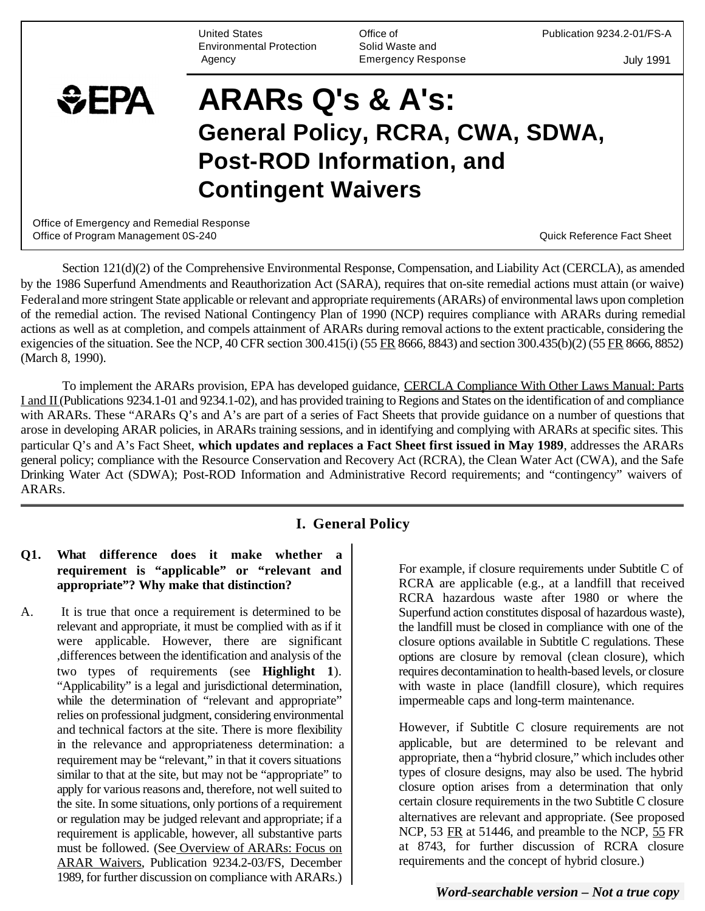United States Environmental Protection Agency

Office of Solid Waste and Emergency Response

Publication 9234.2-01/FS-A

July 1991

# ARARs Q's & A's: General Policy, RCRA, CWA, SDWA, Post-ROD Information, and Contingent Waivers

Office of Emergency and Remedial Response
Office of Program Management 0S-240

Quick Reference Fact Sheet

Section 121(d)(2) of the Comprehensive Environmental Response, Compensation, and Liability Act (CERCLA), as amended by the 1986 Superfund Amendments and Reauthorization Act (SARA), requires that on-site remedial actions must attain (or waive) Federal and more stringent State applicable or relevant and appropriate requirements (ARARs) of environmental laws upon completion of the remedial action. The revised National Contingency Plan of 1990 (NCP) requires compliance with ARARs during remedial actions as well as at completion, and compels attainment of ARARs during removal actions to the extent practicable, considering the exigencies of the situation. See the NCP, 40 CFR section 300.415(i) (55 FR 8666, 8843) and section 300.435(b)(2) (55 FR 8666, 8852) (March 8, 1990).

To implement the ARARs provision, EPA has developed guidance, CERCLA Compliance With Other Laws Manual: Parts I and II (Publications 9234.1-01 and 9234.1-02), and has provided training to Regions and States on the identification of and compliance with ARARs. These "ARARs Q's and A's are part of a series of Fact Sheets that provide guidance on a number of questions that arose in developing ARAR policies, in ARARs training sessions, and in identifying and complying with ARARs at specific sites. This particular Q's and A's Fact Sheet, **which updates and replaces a Fact Sheet first issued in May 1989**, addresses the ARARs general policy; compliance with the Resource Conservation and Recovery Act (RCRA), the Clean Water Act (CWA), and the Safe Drinking Water Act (SDWA); Post-ROD Information and Administrative Record requirements; and "contingency" waivers of ARARs.

## I. General Policy

**Q1. What difference does it make whether a requirement is "applicable" or "relevant and appropriate"? Why make that distinction?**

A. It is true that once a requirement is determined to be relevant and appropriate, it must be complied with as if it were applicable. However, there are significant ,differences between the identification and analysis of the two types of requirements (see **Highlight 1**). "Applicability" is a legal and jurisdictional determination, while the determination of "relevant and appropriate" relies on professional judgment, considering environmental and technical factors at the site. There is more flexibility in the relevance and appropriateness determination: a requirement may be "relevant," in that it covers situations similar to that at the site, but may not be "appropriate" to apply for various reasons and, therefore, not well suited to the site. In some situations, only portions of a requirement or regulation may be judged relevant and appropriate; if a requirement is applicable, however, all substantive parts must be followed. (See Overview of ARARs: Focus on ARAR Waivers, Publication 9234.2-03/FS, December 1989, for further discussion on compliance with ARARs.)

For example, if closure requirements under Subtitle C of RCRA are applicable (e.g., at a landfill that received RCRA hazardous waste after 1980 or where the Superfund action constitutes disposal of hazardous waste), the landfill must be closed in compliance with one of the closure options available in Subtitle C regulations. These options are closure by removal (clean closure), which requires decontamination to health-based levels, or closure with waste in place (landfill closure), which requires impermeable caps and long-term maintenance.

However, if Subtitle C closure requirements are not applicable, but are determined to be relevant and appropriate, then a "hybrid closure," which includes other types of closure designs, may also be used. The hybrid closure option arises from a determination that only certain closure requirements in the two Subtitle C closure alternatives are relevant and appropriate. (See proposed NCP, 53 FR at 51446, and preamble to the NCP, 55 FR at 8743, for further discussion of RCRA closure requirements and the concept of hybrid closure.)

*Word-searchable version – Not a true copy*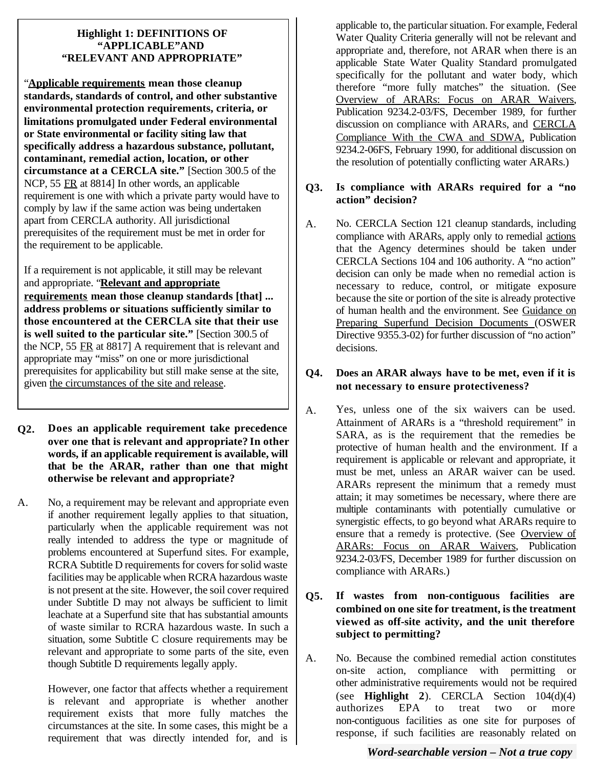**Highlight 1: DEFINITIONS OF "APPLICABLE" AND "RELEVANT AND APPROPRIATE"**

"**Applicable requirements mean those cleanup standards, standards of control, and other substantive environmental protection requirements, criteria, or limitations promulgated under Federal environmental or State environmental or facility siting law that specifically address a hazardous substance, pollutant, contaminant, remedial action, location, or other circumstance at a CERCLA site."** [Section 300.5 of the NCP, 55 FR at 8814] In other words, an applicable requirement is one with which a private party would have to comply by law if the same action was being undertaken apart from CERCLA authority. All jurisdictional prerequisites of the requirement must be met in order for the requirement to be applicable.

If a requirement is not applicable, it still may be relevant and appropriate. "**Relevant and appropriate requirements mean those cleanup standards [that] ... address problems or situations sufficiently similar to those encountered at the CERCLA site that their use is well suited to the particular site."** [Section 300.5 of the NCP, 55 FR at 8817] A requirement that is relevant and appropriate may "miss" on one or more jurisdictional prerequisites for applicability but still make sense at the site, given the circumstances of the site and release.

**Q2. Does an applicable requirement take precedence over one that is relevant and appropriate? In other words, if an applicable requirement is available, will that be the ARAR, rather than one that might otherwise be relevant and appropriate?**

A. No, a requirement may be relevant and appropriate even if another requirement legally applies to that situation, particularly when the applicable requirement was not really intended to address the type or magnitude of problems encountered at Superfund sites. For example, RCRA Subtitle D requirements for covers for solid waste facilities may be applicable when RCRA hazardous waste is not present at the site. However, the soil cover required under Subtitle D may not always be sufficient to limit leachate at a Superfund site that has substantial amounts of waste similar to RCRA hazardous waste. In such a situation, some Subtitle C closure requirements may be relevant and appropriate to some parts of the site, even though Subtitle D requirements legally apply.

However, one factor that affects whether a requirement is relevant and appropriate is whether another requirement exists that more fully matches the circumstances at the site. In some cases, this might be a requirement that was directly intended for, and is applicable to, the particular situation. For example, Federal Water Quality Criteria generally will not be relevant and appropriate and, therefore, not ARAR when there is an applicable State Water Quality Standard promulgated specifically for the pollutant and water body, which therefore "more fully matches" the situation. (See Overview of ARARs: Focus on ARAR Waivers, Publication 9234.2-03/FS, December 1989, for further discussion on compliance with ARARs, and CERCLA Compliance With the CWA and SDWA, Publication 9234.2-06FS, February 1990, for additional discussion on the resolution of potentially conflicting water ARARs.)

**Q3. Is compliance with ARARs required for a "no action" decision?**

A. No. CERCLA Section 121 cleanup standards, including compliance with ARARs, apply only to remedial actions that the Agency determines should be taken under CERCLA Sections 104 and 106 authority. A "no action" decision can only be made when no remedial action is necessary to reduce, control, or mitigate exposure because the site or portion of the site is already protective of human health and the environment. See Guidance on Preparing Superfund Decision Documents (OSWER Directive 9355.3-02) for further discussion of "no action" decisions.

**Q4. Does an ARAR always have to be met, even if it is not necessary to ensure protectiveness?**

A. Yes, unless one of the six waivers can be used. Attainment of ARARs is a "threshold requirement" in SARA, as is the requirement that the remedies be protective of human health and the environment. If a requirement is applicable or relevant and appropriate, it must be met, unless an ARAR waiver can be used. ARARs represent the minimum that a remedy must attain; it may sometimes be necessary, where there are multiple contaminants with potentially cumulative or synergistic effects, to go beyond what ARARs require to ensure that a remedy is protective. (See Overview of ARARs: Focus on ARAR Waivers, Publication 9234.2-03/FS, December 1989 for further discussion on compliance with ARARs.)

**Q5. If wastes from non-contiguous facilities are combined on one site for treatment, is the treatment viewed as off-site activity, and the unit therefore subject to permitting?**

A. No. Because the combined remedial action constitutes on-site action, compliance with permitting or other administrative requirements would not be required (see **Highlight 2**). CERCLA Section 104(d)(4) authorizes EPA to treat two or more non-contiguous facilities as one site for purposes of response, if such facilities are reasonably related on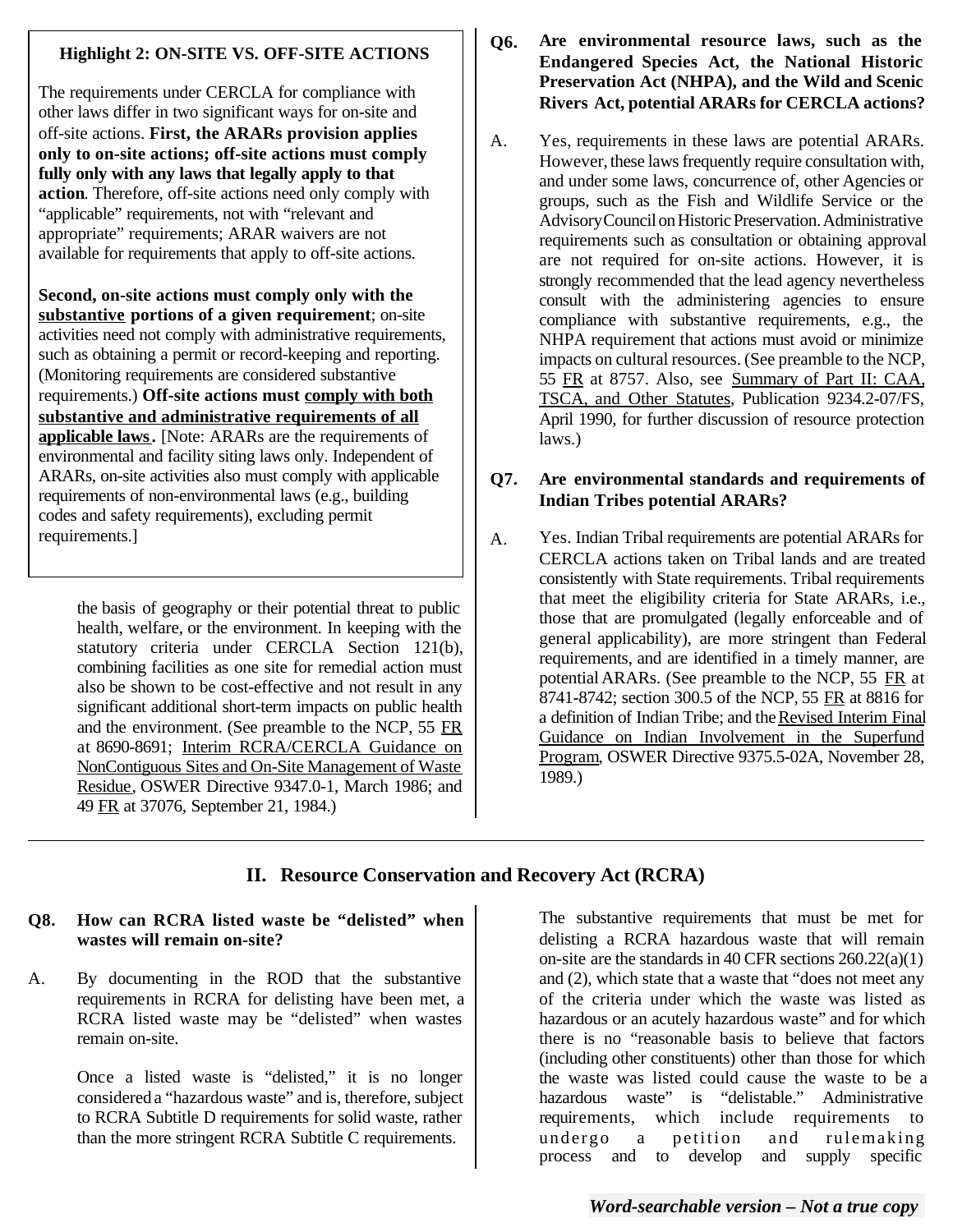**Highlight 2: ON-SITE VS. OFF-SITE ACTIONS**

The requirements under CERCLA for compliance with other laws differ in two significant ways for on-site and off-site actions. **First, the ARARs provision applies only to on-site actions; off-site actions must comply fully only with any laws that legally apply to that action**. Therefore, off-site actions need only comply with "applicable" requirements, not with "relevant and appropriate" requirements; ARAR waivers are not available for requirements that apply to off-site actions.

**Second, on-site actions must comply only with the substantive portions of a given requirement**; on-site activities need not comply with administrative requirements, such as obtaining a permit or record-keeping and reporting. (Monitoring requirements are considered substantive requirements.) **Off-site actions must comply with both substantive and administrative requirements of all applicable laws.** [Note: ARARs are the requirements of environmental and facility siting laws only. Independent of ARARs, on-site activities also must comply with applicable requirements of non-environmental laws (e.g., building codes and safety requirements), excluding permit requirements.]

the basis of geography or their potential threat to public health, welfare, or the environment. In keeping with the statutory criteria under CERCLA Section 121(b), combining facilities as one site for remedial action must also be shown to be cost-effective and not result in any significant additional short-term impacts on public health and the environment. (See preamble to the NCP, 55 FR at 8690-8691; Interim RCRA/CERCLA Guidance on NonContiguous Sites and On-Site Management of Waste Residue, OSWER Directive 9347.0-1, March 1986; and 49 FR at 37076, September 21, 1984.)

**Q6. Are environmental resource laws, such as the Endangered Species Act, the National Historic Preservation Act (NHPA), and the Wild and Scenic Rivers Act, potential ARARs for CERCLA actions?**

A. Yes, requirements in these laws are potential ARARs. However, these laws frequently require consultation with, and under some laws, concurrence of, other Agencies or groups, such as the Fish and Wildlife Service or the Advisory Council on Historic Preservation. Administrative requirements such as consultation or obtaining approval are not required for on-site actions. However, it is strongly recommended that the lead agency nevertheless consult with the administering agencies to ensure compliance with substantive requirements, e.g., the NHPA requirement that actions must avoid or minimize impacts on cultural resources. (See preamble to the NCP, 55 FR at 8757. Also, see Summary of Part II: CAA, TSCA, and Other Statutes, Publication 9234.2-07/FS, April 1990, for further discussion of resource protection laws.)

**Q7. Are environmental standards and requirements of Indian Tribes potential ARARs?**

A. Yes. Indian Tribal requirements are potential ARARs for CERCLA actions taken on Tribal lands and are treated consistently with State requirements. Tribal requirements that meet the eligibility criteria for State ARARs, i.e., those that are promulgated (legally enforceable and of general applicability), are more stringent than Federal requirements, and are identified in a timely manner, are potential ARARs. (See preamble to the NCP, 55 FR at 8741-8742; section 300.5 of the NCP, 55 FR at 8816 for a definition of Indian Tribe; and the Revised Interim Final Guidance on Indian Involvement in the Superfund Program, OSWER Directive 9375.5-02A, November 28, 1989.)

## II. Resource Conservation and Recovery Act (RCRA)

**Q8. How can RCRA listed waste be "delisted" when wastes will remain on-site?**

A. By documenting in the ROD that the substantive requirements in RCRA for delisting have been met, a RCRA listed waste may be "delisted" when wastes remain on-site.

Once a listed waste is "delisted," it is no longer considered a "hazardous waste" and is, therefore, subject to RCRA Subtitle D requirements for solid waste, rather than the more stringent RCRA Subtitle C requirements.

The substantive requirements that must be met for delisting a RCRA hazardous waste that will remain on-site are the standards in 40 CFR sections 260.22(a)(1) and (2), which state that a waste that "does not meet any of the criteria under which the waste was listed as hazardous or an acutely hazardous waste" and for which there is no "reasonable basis to believe that factors (including other constituents) other than those for which the waste was listed could cause the waste to be a hazardous waste" is "delistable." Administrative requirements, which include requirements to undergo a petition and rulemaking process and to develop and supply specific

***Word-searchable version – Not a true copy***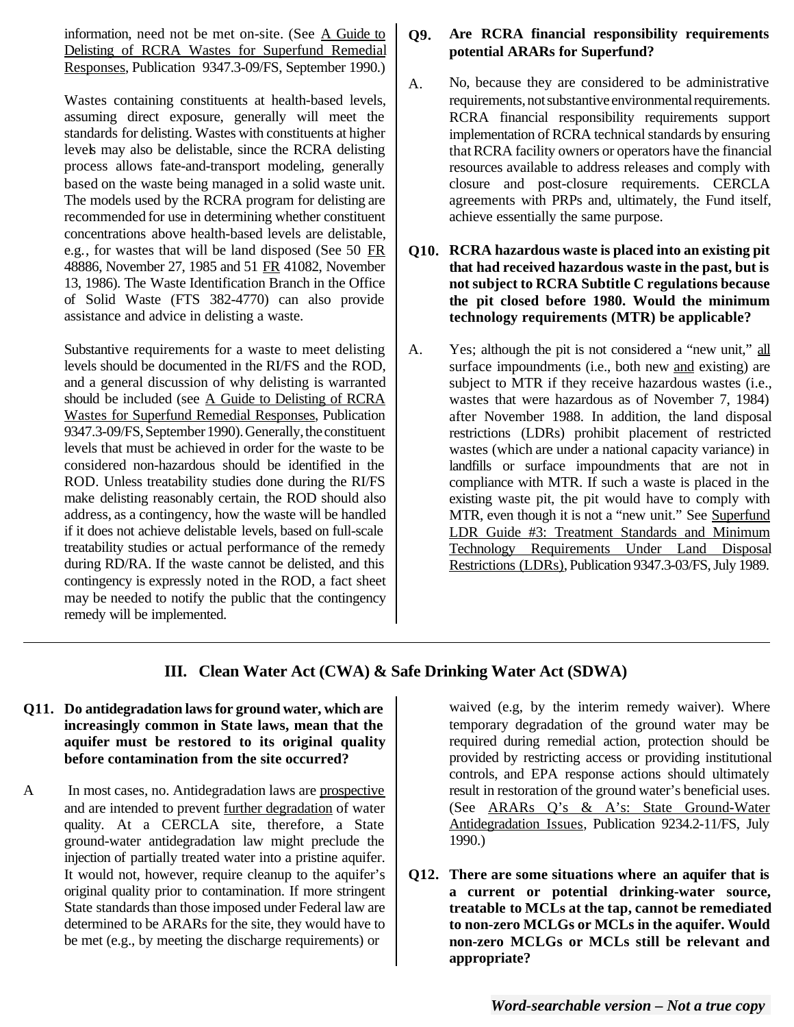information, need not be met on-site. (See A Guide to Delisting of RCRA Wastes for Superfund Remedial Responses, Publication 9347.3-09/FS, September 1990.)

Wastes containing constituents at health-based levels, assuming direct exposure, generally will meet the standards for delisting. Wastes with constituents at higher levels may also be delistable, since the RCRA delisting process allows fate-and-transport modeling, generally based on the waste being managed in a solid waste unit. The models used by the RCRA program for delisting are recommended for use in determining whether constituent concentrations above health-based levels are delistable, e.g., for wastes that will be land disposed (See 50 FR 48886, November 27, 1985 and 51 FR 41082, November 13, 1986). The Waste Identification Branch in the Office of Solid Waste (FTS 382-4770) can also provide assistance and advice in delisting a waste.

Substantive requirements for a waste to meet delisting levels should be documented in the RI/FS and the ROD, and a general discussion of why delisting is warranted should be included (see A Guide to Delisting of RCRA Wastes for Superfund Remedial Responses, Publication 9347.3-09/FS, September 1990). Generally, the constituent levels that must be achieved in order for the waste to be considered non-hazardous should be identified in the ROD. Unless treatability studies done during the RI/FS make delisting reasonably certain, the ROD should also address, as a contingency, how the waste will be handled if it does not achieve delistable levels, based on full-scale treatability studies or actual performance of the remedy during RD/RA. If the waste cannot be delisted, and this contingency is expressly noted in the ROD, a fact sheet may be needed to notify the public that the contingency remedy will be implemented.

**Q9. Are RCRA financial responsibility requirements potential ARARs for Superfund?**

A. No, because they are considered to be administrative requirements, not substantive environmental requirements. RCRA financial responsibility requirements support implementation of RCRA technical standards by ensuring that RCRA facility owners or operators have the financial resources available to address releases and comply with closure and post-closure requirements. CERCLA agreements with PRPs and, ultimately, the Fund itself, achieve essentially the same purpose.

**Q10. RCRA hazardous waste is placed into an existing pit that had received hazardous waste in the past, but is not subject to RCRA Subtitle C regulations because the pit closed before 1980. Would the minimum technology requirements (MTR) be applicable?**

A. Yes; although the pit is not considered a "new unit," all surface impoundments (i.e., both new and existing) are subject to MTR if they receive hazardous wastes (i.e., wastes that were hazardous as of November 7, 1984) after November 1988. In addition, the land disposal restrictions (LDRs) prohibit placement of restricted wastes (which are under a national capacity variance) in landfills or surface impoundments that are not in compliance with MTR. If such a waste is placed in the existing waste pit, the pit would have to comply with MTR, even though it is not a "new unit." See Superfund LDR Guide #3: Treatment Standards and Minimum Technology Requirements Under Land Disposal Restrictions (LDRs), Publication 9347.3-03/FS, July 1989.

## III. Clean Water Act (CWA) & Safe Drinking Water Act (SDWA)

**Q11. Do antidegradation laws for ground water, which are increasingly common in State laws, mean that the aquifer must be restored to its original quality before contamination from the site occurred?**

A In most cases, no. Antidegradation laws are prospective and are intended to prevent further degradation of water quality. At a CERCLA site, therefore, a State ground-water antidegradation law might preclude the injection of partially treated water into a pristine aquifer. It would not, however, require cleanup to the aquifer's original quality prior to contamination. If more stringent State standards than those imposed under Federal law are determined to be ARARs for the site, they would have to be met (e.g., by meeting the discharge requirements) or waived (e.g, by the interim remedy waiver). Where temporary degradation of the ground water may be required during remedial action, protection should be provided by restricting access or providing institutional controls, and EPA response actions should ultimately result in restoration of the ground water's beneficial uses. (See ARARs Q's & A's: State Ground-Water Antidegradation Issues, Publication 9234.2-11/FS, July 1990.)

**Q12. There are some situations where an aquifer that is a current or potential drinking-water source, treatable to MCLs at the tap, cannot be remediated to non-zero MCLGs or MCLs in the aquifer. Would non-zero MCLGs or MCLs still be relevant and appropriate?**

*Word-searchable version – Not a true copy*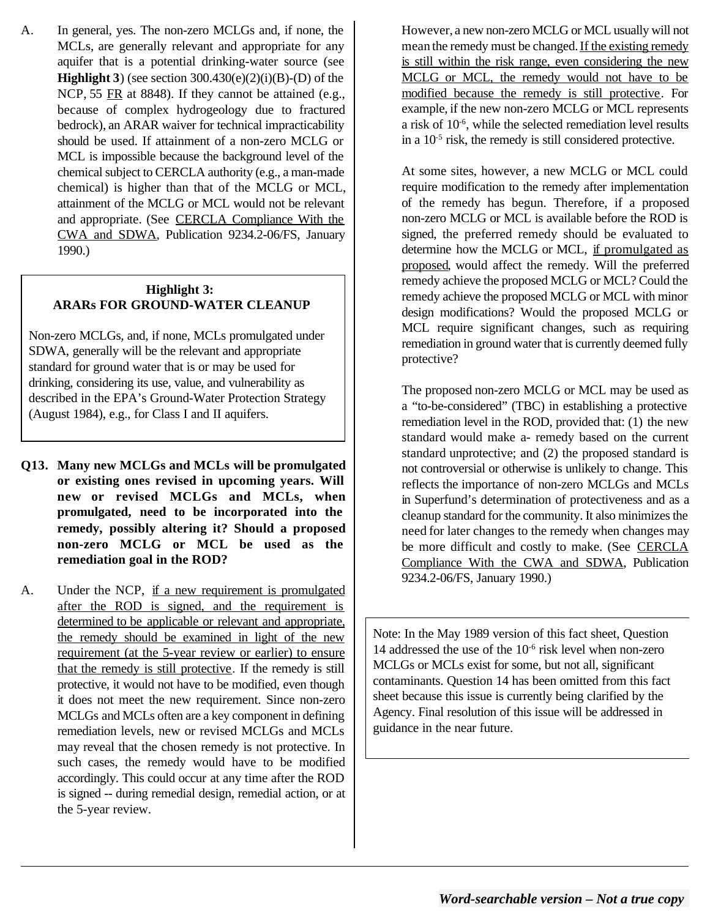A. In general, yes. The non-zero MCLGs and, if none, the MCLs, are generally relevant and appropriate for any aquifer that is a potential drinking-water source (see **Highlight 3**) (see section 300.430(e)(2)(i)(B)-(D) of the NCP, 55 FR at 8848). If they cannot be attained (e.g., because of complex hydrogeology due to fractured bedrock), an ARAR waiver for technical impracticability should be used. If attainment of a non-zero MCLG or MCL is impossible because the background level of the chemical subject to CERCLA authority (e.g., a man-made chemical) is higher than that of the MCLG or MCL, attainment of the MCLG or MCL would not be relevant and appropriate. (See CERCLA Compliance With the CWA and SDWA, Publication 9234.2-06/FS, January 1990.)

> **Highlight 3:**
> **ARARs FOR GROUND-WATER CLEANUP**
>
> Non-zero MCLGs, and, if none, MCLs promulgated under SDWA, generally will be the relevant and appropriate standard for ground water that is or may be used for drinking, considering its use, value, and vulnerability as described in the EPA's Ground-Water Protection Strategy (August 1984), e.g., for Class I and II aquifers.

**Q13. Many new MCLGs and MCLs will be promulgated or existing ones revised in upcoming years. Will new or revised MCLGs and MCLs, when promulgated, need to be incorporated into the remedy, possibly altering it? Should a proposed non-zero MCLG or MCL be used as the remediation goal in the ROD?**

A. Under the NCP, if a new requirement is promulgated after the ROD is signed, and the requirement is determined to be applicable or relevant and appropriate, the remedy should be examined in light of the new requirement (at the 5-year review or earlier) to ensure that the remedy is still protective. If the remedy is still protective, it would not have to be modified, even though it does not meet the new requirement. Since non-zero MCLGs and MCLs often are a key component in defining remediation levels, new or revised MCLGs and MCLs may reveal that the chosen remedy is not protective. In such cases, the remedy would have to be modified accordingly. This could occur at any time after the ROD is signed -- during remedial design, remedial action, or at the 5-year review.

However, a new non-zero MCLG or MCL usually will not mean the remedy must be changed. If the existing remedy is still within the risk range, even considering the new MCLG or MCL, the remedy would not have to be modified because the remedy is still protective. For example, if the new non-zero MCLG or MCL represents a risk of $10^{-6}$, while the selected remediation level results in a $10^{-5}$ risk, the remedy is still considered protective.

At some sites, however, a new MCLG or MCL could require modification to the remedy after implementation of the remedy has begun. Therefore, if a proposed non-zero MCLG or MCL is available before the ROD is signed, the preferred remedy should be evaluated to determine how the MCLG or MCL, if promulgated as proposed, would affect the remedy. Will the preferred remedy achieve the proposed MCLG or MCL? Could the remedy achieve the proposed MCLG or MCL with minor design modifications? Would the proposed MCLG or MCL require significant changes, such as requiring remediation in ground water that is currently deemed fully protective?

The proposed non-zero MCLG or MCL may be used as a "to-be-considered" (TBC) in establishing a protective remediation level in the ROD, provided that: (1) the new standard would make a- remedy based on the current standard unprotective; and (2) the proposed standard is not controversial or otherwise is unlikely to change. This reflects the importance of non-zero MCLGs and MCLs in Superfund's determination of protectiveness and as a cleanup standard for the community. It also minimizes the need for later changes to the remedy when changes may be more difficult and costly to make. (See CERCLA Compliance With the CWA and SDWA, Publication 9234.2-06/FS, January 1990.)

> Note: In the May 1989 version of this fact sheet, Question 14 addressed the use of the $10^{-6}$ risk level when non-zero MCLGs or MCLs exist for some, but not all, significant contaminants. Question 14 has been omitted from this fact sheet because this issue is currently being clarified by the Agency. Final resolution of this issue will be addressed in guidance in the near future.

*Word-searchable version – Not a true copy*